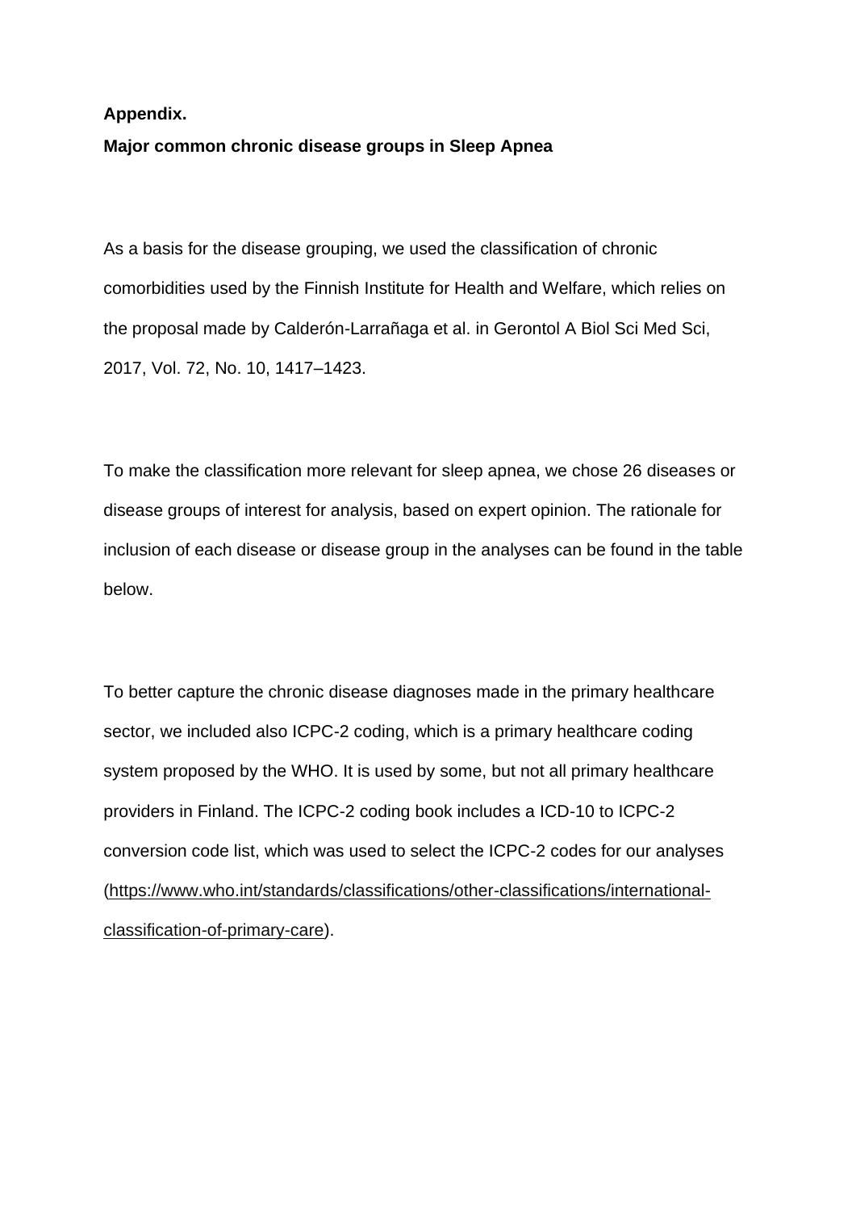**Appendix.**

**Major common chronic disease groups in Sleep Apnea**

As a basis for the disease grouping, we used the classification of chronic comorbidities used by the Finnish Institute for Health and Welfare, which relies on the proposal made by Calderón-Larrañaga et al. in Gerontol A Biol Sci Med Sci, 2017, Vol. 72, No. 10, 1417–1423.

To make the classification more relevant for sleep apnea, we chose 26 diseases or disease groups of interest for analysis, based on expert opinion. The rationale for inclusion of each disease or disease group in the analyses can be found in the table below.

To better capture the chronic disease diagnoses made in the primary healthcare sector, we included also ICPC-2 coding, which is a primary healthcare coding system proposed by the WHO. It is used by some, but not all primary healthcare providers in Finland. The ICPC-2 coding book includes a ICD-10 to ICPC-2 conversion code list, which was used to select the ICPC-2 codes for our analyses (https://www.who.int/standards/classifications/other-classifications/international-classification-of-primary-care).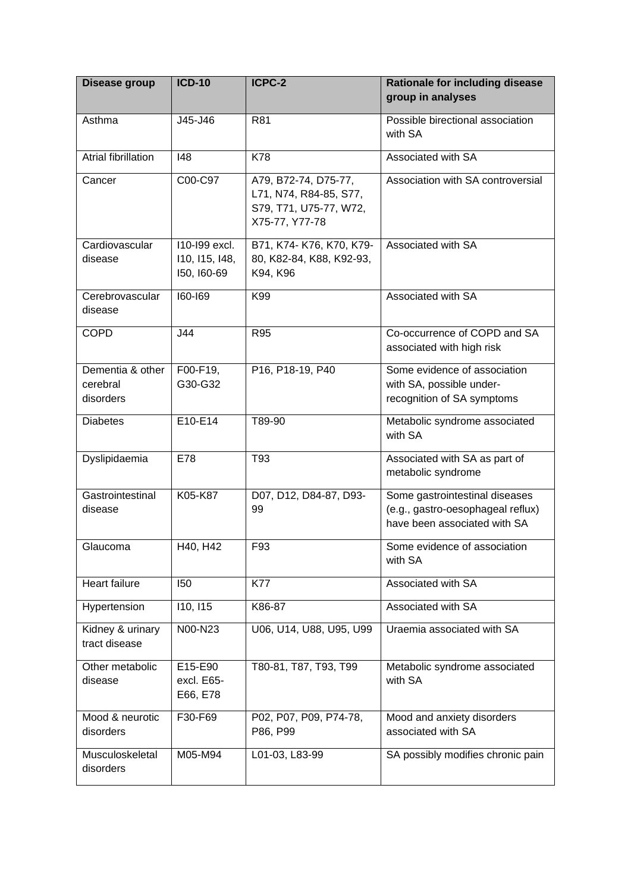| Disease group | ICD-10 | ICPC-2 | Rationale for including disease group in analyses |
| --- | --- | --- | --- |
| Asthma | J45-J46 | R81 | Possible birectional association with SA |
| Atrial fibrillation | I48 | K78 | Associated with SA |
| Cancer | C00-C97 | A79, B72-74, D75-77, L71, N74, R84-85, S77, S79, T71, U75-77, W72, X75-77, Y77-78 | Association with SA controversial |
| Cardiovascular disease | I10-I99 excl. I10, I15, I48, I50, I60-69 | B71, K74- K76, K70, K79-80, K82-84, K88, K92-93, K94, K96 | Associated with SA |
| Cerebrovascular disease | I60-I69 | K99 | Associated with SA |
| COPD | J44 | R95 | Co-occurrence of COPD and SA associated with high risk |
| Dementia & other cerebral disorders | F00-F19, G30-G32 | P16, P18-19, P40 | Some evidence of association with SA, possible under-recognition of SA symptoms |
| Diabetes | E10-E14 | T89-90 | Metabolic syndrome associated with SA |
| Dyslipidaemia | E78 | T93 | Associated with SA as part of metabolic syndrome |
| Gastrointestinal disease | K05-K87 | D07, D12, D84-87, D93-99 | Some gastrointestinal diseases (e.g., gastro-oesophageal reflux) have been associated with SA |
| Glaucoma | H40, H42 | F93 | Some evidence of association with SA |
| Heart failure | I50 | K77 | Associated with SA |
| Hypertension | I10, I15 | K86-87 | Associated with SA |
| Kidney & urinary tract disease | N00-N23 | U06, U14, U88, U95, U99 | Uraemia associated with SA |
| Other metabolic disease | E15-E90 excl. E65-E66, E78 | T80-81, T87, T93, T99 | Metabolic syndrome associated with SA |
| Mood & neurotic disorders | F30-F69 | P02, P07, P09, P74-78, P86, P99 | Mood and anxiety disorders associated with SA |
| Musculoskeletal disorders | M05-M94 | L01-03, L83-99 | SA possibly modifies chronic pain |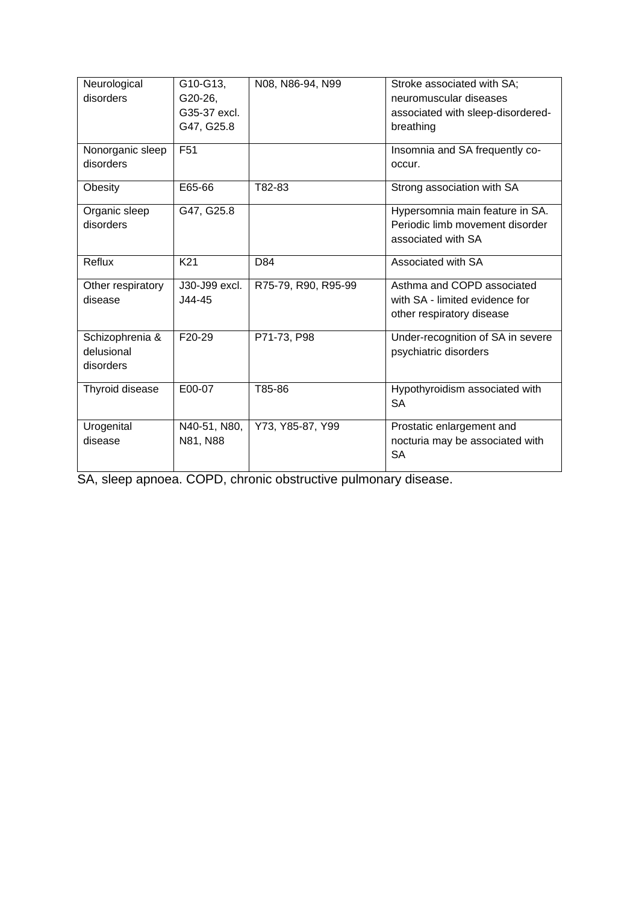| | | | |
|---|---|---|---|
| Neurological disorders | G10-G13, G20-26, G35-37 excl. G47, G25.8 | N08, N86-94, N99 | Stroke associated with SA; neuromuscular diseases associated with sleep-disordered-breathing |
| Nonorganic sleep disorders | F51 | | Insomnia and SA frequently co-occur. |
| Obesity | E65-66 | T82-83 | Strong association with SA |
| Organic sleep disorders | G47, G25.8 | | Hypersomnia main feature in SA. Periodic limb movement disorder associated with SA |
| Reflux | K21 | D84 | Associated with SA |
| Other respiratory disease | J30-J99 excl. J44-45 | R75-79, R90, R95-99 | Asthma and COPD associated with SA - limited evidence for other respiratory disease |
| Schizophrenia & delusional disorders | F20-29 | P71-73, P98 | Under-recognition of SA in severe psychiatric disorders |
| Thyroid disease | E00-07 | T85-86 | Hypothyroidism associated with SA |
| Urogenital disease | N40-51, N80, N81, N88 | Y73, Y85-87, Y99 | Prostatic enlargement and nocturia may be associated with SA |

SA, sleep apnoea. COPD, chronic obstructive pulmonary disease.